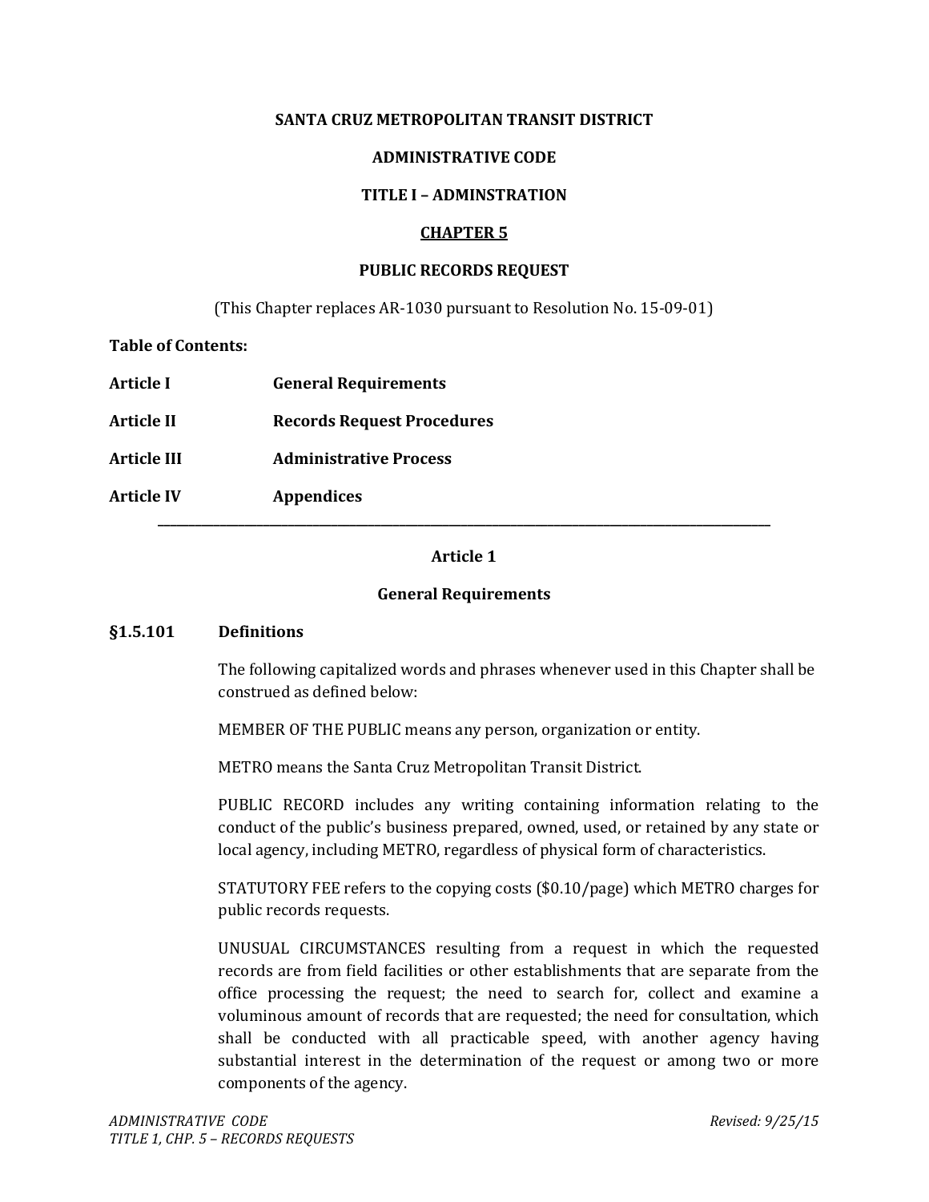**SANTA CRUZ METROPOLITAN TRANSIT DISTRICT**

**ADMINISTRATIVE CODE**

**TITLE I – ADMINSTRATION**

# CHAPTER 5

## PUBLIC RECORDS REQUEST

(This Chapter replaces AR-1030 pursuant to Resolution No. 15-09-01)

**Table of Contents:**

| | |
|---|---|
| **Article I** | **General Requirements** |
| **Article II** | **Records Request Procedures** |
| **Article III** | **Administrative Process** |
| **Article IV** | **Appendices** |

---

## Article 1

## General Requirements

### §1.5.101 Definitions

The following capitalized words and phrases whenever used in this Chapter shall be construed as defined below:

MEMBER OF THE PUBLIC means any person, organization or entity.

METRO means the Santa Cruz Metropolitan Transit District.

PUBLIC RECORD includes any writing containing information relating to the conduct of the public's business prepared, owned, used, or retained by any state or local agency, including METRO, regardless of physical form of characteristics.

STATUTORY FEE refers to the copying costs ($0.10/page) which METRO charges for public records requests.

UNUSUAL CIRCUMSTANCES resulting from a request in which the requested records are from field facilities or other establishments that are separate from the office processing the request; the need to search for, collect and examine a voluminous amount of records that are requested; the need for consultation, which shall be conducted with all practicable speed, with another agency having substantial interest in the determination of the request or among two or more components of the agency.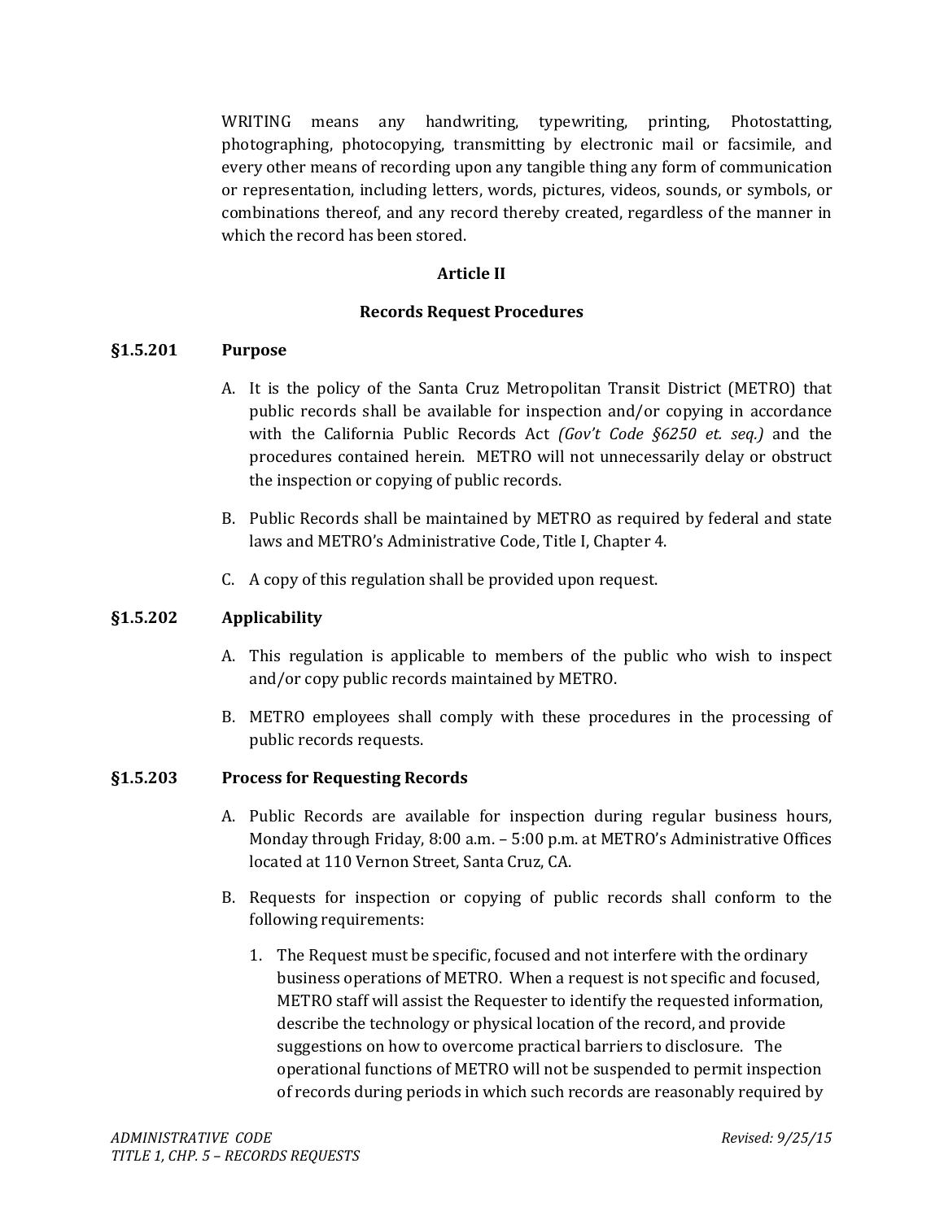WRITING means any handwriting, typewriting, printing, Photostatting, photographing, photocopying, transmitting by electronic mail or facsimile, and every other means of recording upon any tangible thing any form of communication or representation, including letters, words, pictures, videos, sounds, or symbols, or combinations thereof, and any record thereby created, regardless of the manner in which the record has been stored.

## Article II

## Records Request Procedures

### §1.5.201 Purpose

A. It is the policy of the Santa Cruz Metropolitan Transit District (METRO) that public records shall be available for inspection and/or copying in accordance with the California Public Records Act *(Gov't Code §6250 et. seq.)* and the procedures contained herein. METRO will not unnecessarily delay or obstruct the inspection or copying of public records.

B. Public Records shall be maintained by METRO as required by federal and state laws and METRO's Administrative Code, Title I, Chapter 4.

C. A copy of this regulation shall be provided upon request.

### §1.5.202 Applicability

A. This regulation is applicable to members of the public who wish to inspect and/or copy public records maintained by METRO.

B. METRO employees shall comply with these procedures in the processing of public records requests.

### §1.5.203 Process for Requesting Records

A. Public Records are available for inspection during regular business hours, Monday through Friday, 8:00 a.m. – 5:00 p.m. at METRO's Administrative Offices located at 110 Vernon Street, Santa Cruz, CA.

B. Requests for inspection or copying of public records shall conform to the following requirements:

   1. The Request must be specific, focused and not interfere with the ordinary business operations of METRO. When a request is not specific and focused, METRO staff will assist the Requester to identify the requested information, describe the technology or physical location of the record, and provide suggestions on how to overcome practical barriers to disclosure. The operational functions of METRO will not be suspended to permit inspection of records during periods in which such records are reasonably required by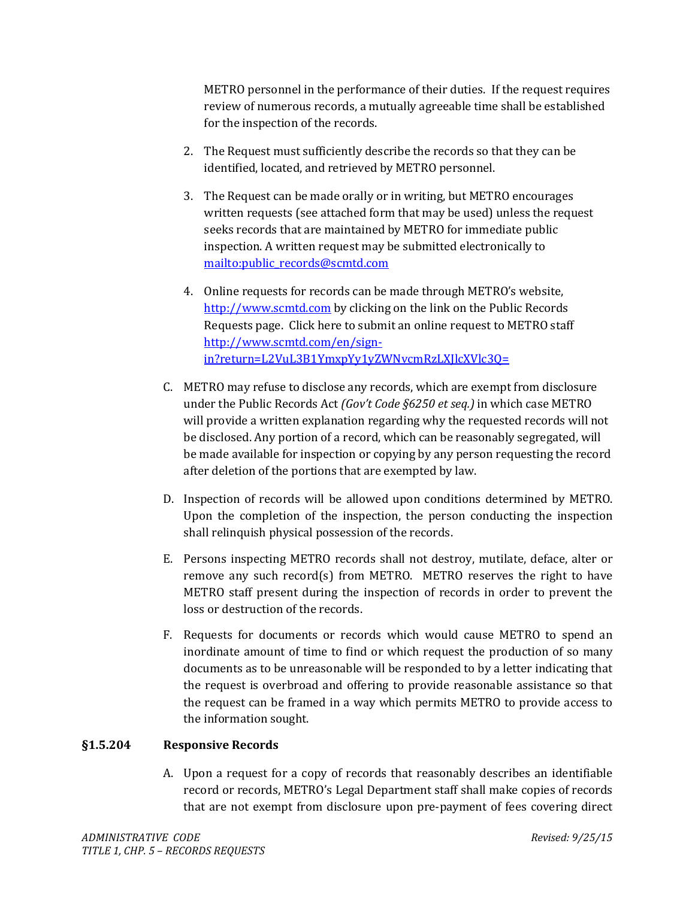METRO personnel in the performance of their duties. If the request requires review of numerous records, a mutually agreeable time shall be established for the inspection of the records.

2. The Request must sufficiently describe the records so that they can be identified, located, and retrieved by METRO personnel.

3. The Request can be made orally or in writing, but METRO encourages written requests (see attached form that may be used) unless the request seeks records that are maintained by METRO for immediate public inspection. A written request may be submitted electronically to mailto:public_records@scmtd.com

4. Online requests for records can be made through METRO's website, http://www.scmtd.com by clicking on the link on the Public Records Requests page. Click here to submit an online request to METRO staff http://www.scmtd.com/en/sign-in?return=L2VuL3B1YmxpYy1yZWNvcmRzLXJlcXVlc3Q=

C. METRO may refuse to disclose any records, which are exempt from disclosure under the Public Records Act *(Gov't Code §6250 et seq.)* in which case METRO will provide a written explanation regarding why the requested records will not be disclosed. Any portion of a record, which can be reasonably segregated, will be made available for inspection or copying by any person requesting the record after deletion of the portions that are exempted by law.

D. Inspection of records will be allowed upon conditions determined by METRO. Upon the completion of the inspection, the person conducting the inspection shall relinquish physical possession of the records.

E. Persons inspecting METRO records shall not destroy, mutilate, deface, alter or remove any such record(s) from METRO. METRO reserves the right to have METRO staff present during the inspection of records in order to prevent the loss or destruction of the records.

F. Requests for documents or records which would cause METRO to spend an inordinate amount of time to find or which request the production of so many documents as to be unreasonable will be responded to by a letter indicating that the request is overbroad and offering to provide reasonable assistance so that the request can be framed in a way which permits METRO to provide access to the information sought.

### §1.5.204 Responsive Records

A. Upon a request for a copy of records that reasonably describes an identifiable record or records, METRO's Legal Department staff shall make copies of records that are not exempt from disclosure upon pre-payment of fees covering direct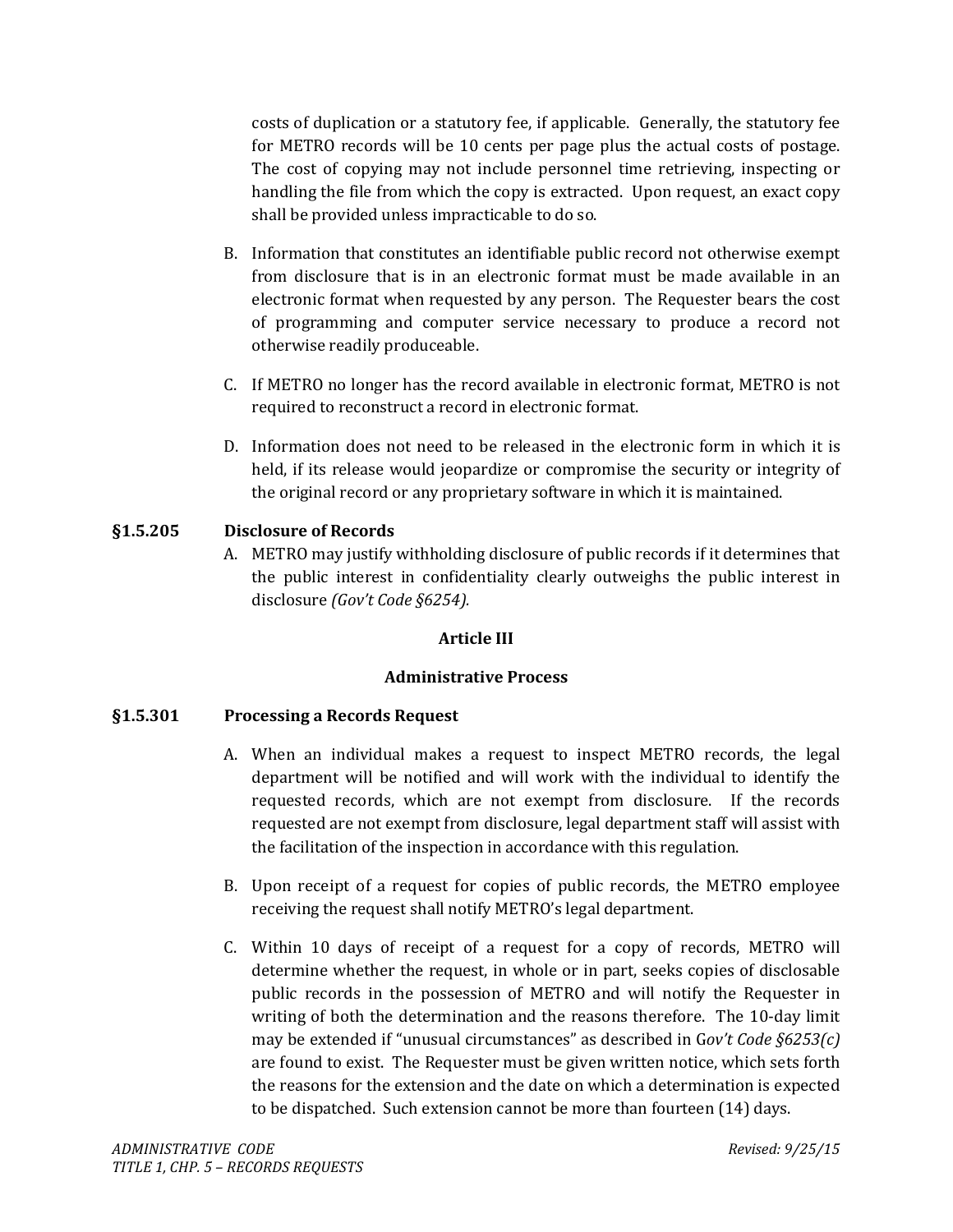costs of duplication or a statutory fee, if applicable. Generally, the statutory fee for METRO records will be 10 cents per page plus the actual costs of postage. The cost of copying may not include personnel time retrieving, inspecting or handling the file from which the copy is extracted. Upon request, an exact copy shall be provided unless impracticable to do so.

B. Information that constitutes an identifiable public record not otherwise exempt from disclosure that is in an electronic format must be made available in an electronic format when requested by any person. The Requester bears the cost of programming and computer service necessary to produce a record not otherwise readily produceable.

C. If METRO no longer has the record available in electronic format, METRO is not required to reconstruct a record in electronic format.

D. Information does not need to be released in the electronic form in which it is held, if its release would jeopardize or compromise the security or integrity of the original record or any proprietary software in which it is maintained.

**§1.5.205 Disclosure of Records**

A. METRO may justify withholding disclosure of public records if it determines that the public interest in confidentiality clearly outweighs the public interest in disclosure *(Gov't Code §6254).*

## Article III

## Administrative Process

**§1.5.301 Processing a Records Request**

A. When an individual makes a request to inspect METRO records, the legal department will be notified and will work with the individual to identify the requested records, which are not exempt from disclosure. If the records requested are not exempt from disclosure, legal department staff will assist with the facilitation of the inspection in accordance with this regulation.

B. Upon receipt of a request for copies of public records, the METRO employee receiving the request shall notify METRO's legal department.

C. Within 10 days of receipt of a request for a copy of records, METRO will determine whether the request, in whole or in part, seeks copies of disclosable public records in the possession of METRO and will notify the Requester in writing of both the determination and the reasons therefore. The 10-day limit may be extended if "unusual circumstances" as described in G*ov't Code §6253(c)* are found to exist. The Requester must be given written notice, which sets forth the reasons for the extension and the date on which a determination is expected to be dispatched. Such extension cannot be more than fourteen (14) days.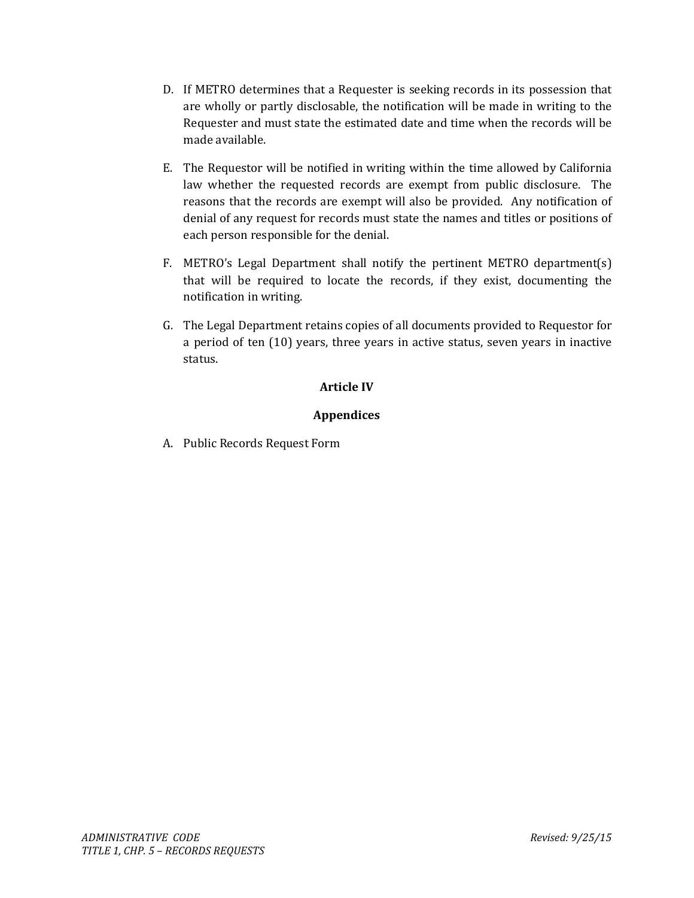D. If METRO determines that a Requester is seeking records in its possession that are wholly or partly disclosable, the notification will be made in writing to the Requester and must state the estimated date and time when the records will be made available.

E. The Requestor will be notified in writing within the time allowed by California law whether the requested records are exempt from public disclosure. The reasons that the records are exempt will also be provided. Any notification of denial of any request for records must state the names and titles or positions of each person responsible for the denial.

F. METRO's Legal Department shall notify the pertinent METRO department(s) that will be required to locate the records, if they exist, documenting the notification in writing.

G. The Legal Department retains copies of all documents provided to Requestor for a period of ten (10) years, three years in active status, seven years in inactive status.

## Article IV

## Appendices

A. Public Records Request Form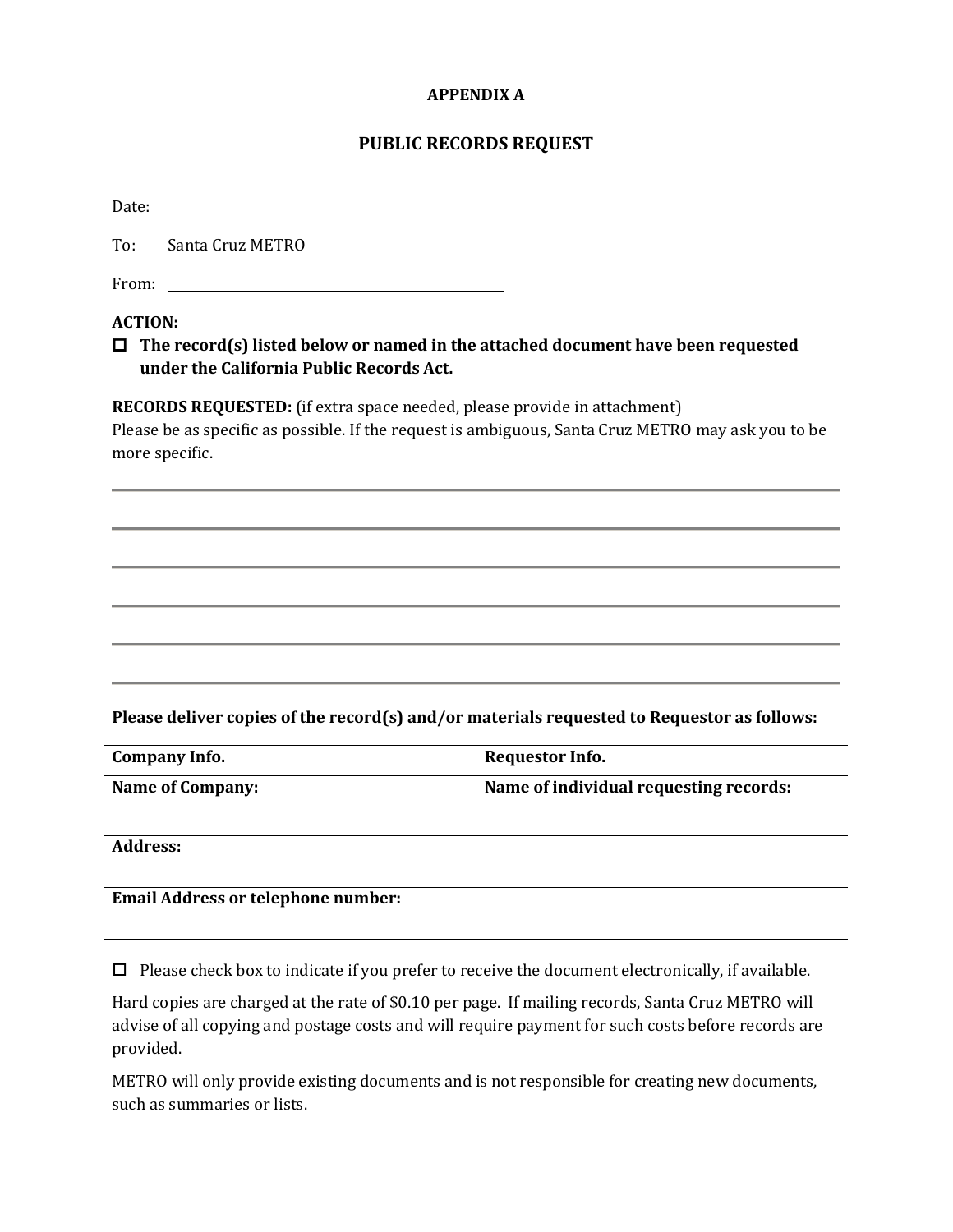**APPENDIX A**

**PUBLIC RECORDS REQUEST**

Date: \_\_\_\_\_\_\_\_\_\_\_\_\_\_\_\_\_\_\_\_\_\_\_\_

To: Santa Cruz METRO

From: \_\_\_\_\_\_\_\_\_\_\_\_\_\_\_\_\_\_\_\_\_\_\_\_\_\_\_\_\_\_\_\_\_\_\_\_\_\_

**ACTION:**

☐ **The record(s) listed below or named in the attached document have been requested under the California Public Records Act.**

**RECORDS REQUESTED:** (if extra space needed, please provide in attachment)
Please be as specific as possible. If the request is ambiguous, Santa Cruz METRO may ask you to be more specific.

---

---

---

---

---

---

**Please deliver copies of the record(s) and/or materials requested to Requestor as follows:**

| **Company Info.** | **Requestor Info.** |
|---|---|
| **Name of Company:** | **Name of individual requesting records:** |
| **Address:** | |
| **Email Address or telephone number:** | |

☐ Please check box to indicate if you prefer to receive the document electronically, if available.

Hard copies are charged at the rate of $0.10 per page. If mailing records, Santa Cruz METRO will advise of all copying and postage costs and will require payment for such costs before records are provided.

METRO will only provide existing documents and is not responsible for creating new documents, such as summaries or lists.